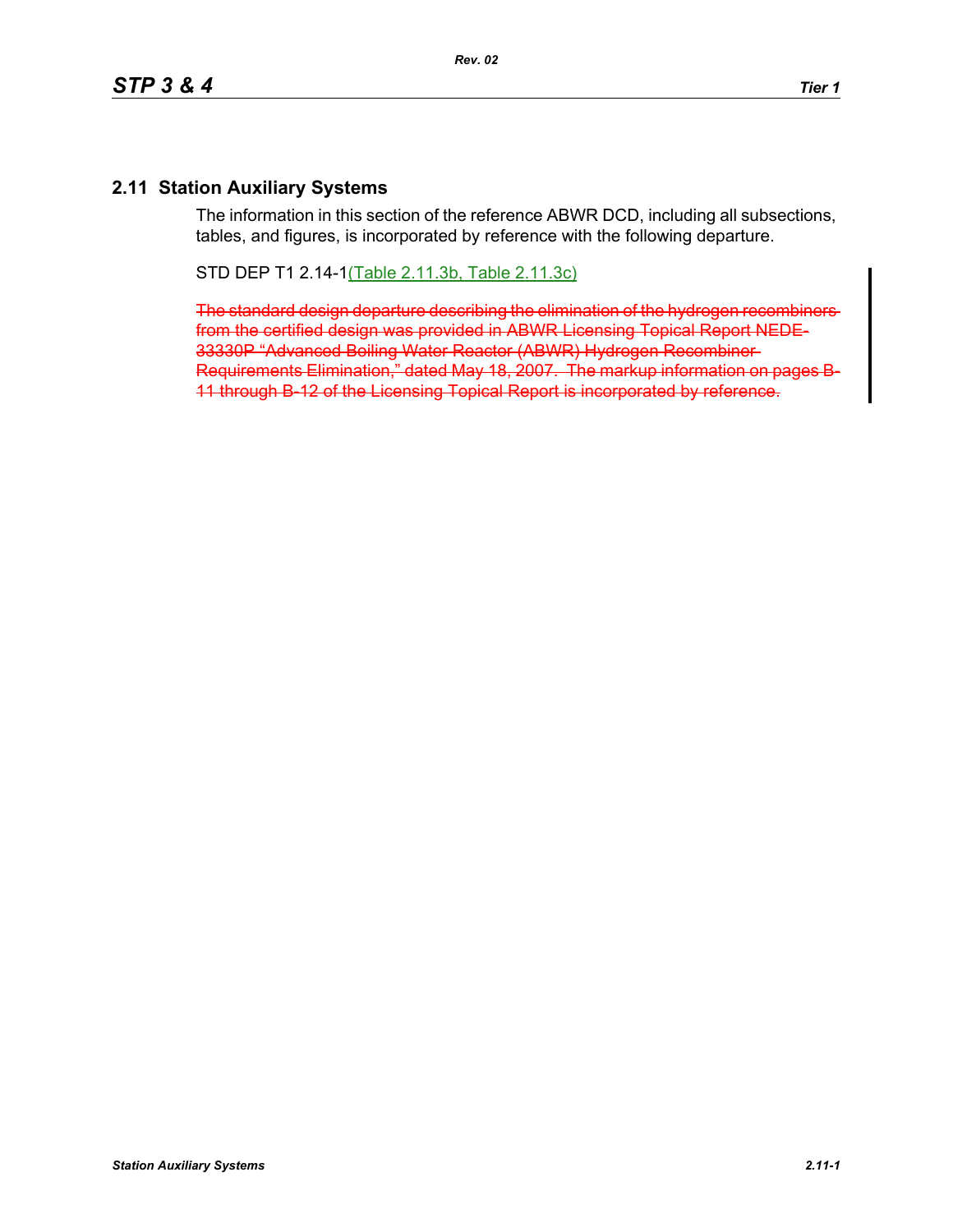## 2.11 Station Auxiliary Systems

The information in this section of the reference ABWR DCD, including all subsections, tables, and figures, is incorporated by reference with the following departure.

STD DEP T1 2.14-1(Table 2.11.3b, Table 2.11.3c)

~~The standard design departure describing the elimination of the hydrogen recombiners from the certified design was provided in ABWR Licensing Topical Report NEDE-33330P "Advanced Boiling Water Reactor (ABWR) Hydrogen Recombiner Requirements Elimination," dated May 18, 2007. The markup information on pages B-11 through B-12 of the Licensing Topical Report is incorporated by reference.~~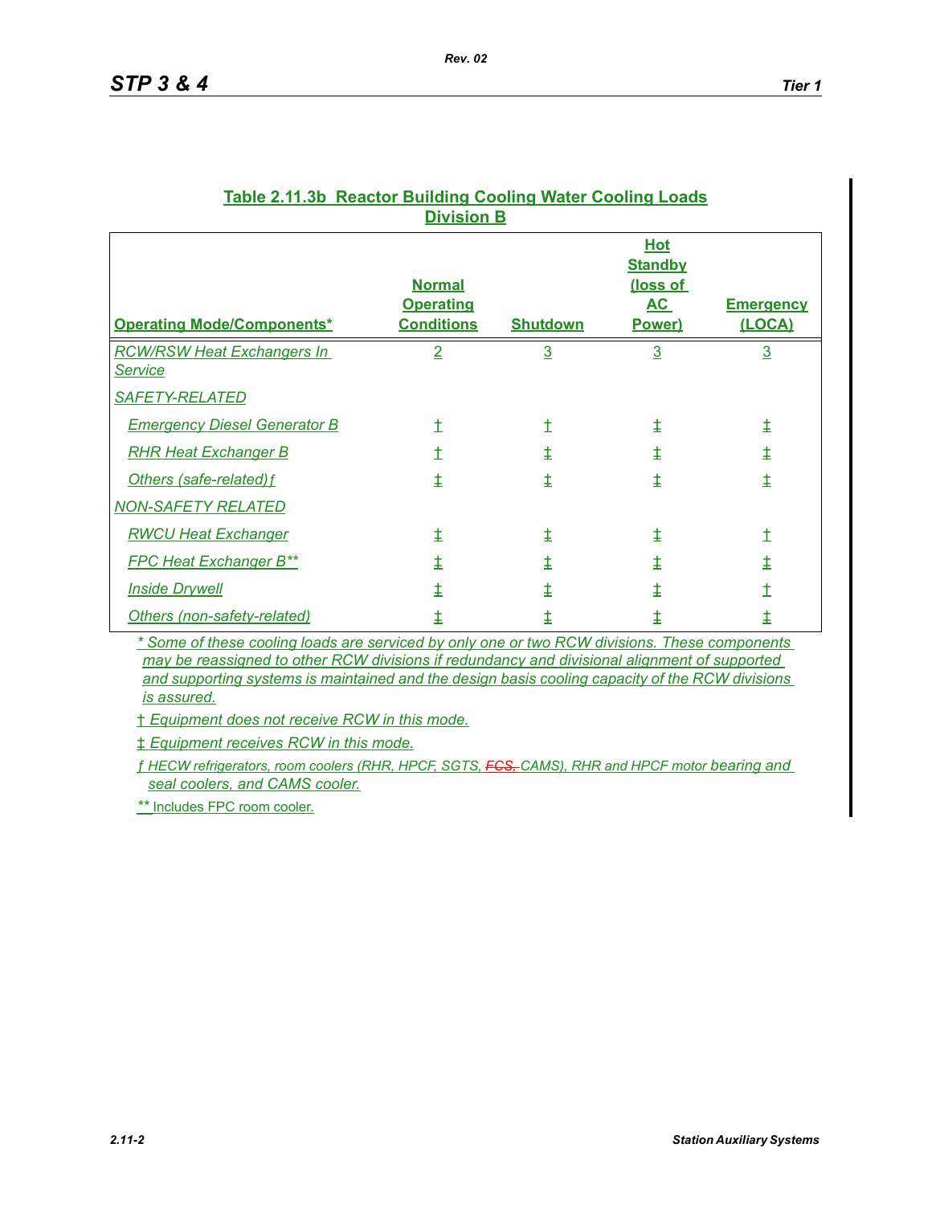**Table 2.11.3b Reactor Building Cooling Water Cooling Loads Division B**

| Operating Mode/Components* | Normal Operating Conditions | Shutdown | Hot Standby (loss of AC Power) | Emergency (LOCA) |
|---|---|---|---|---|
| *RCW/RSW Heat Exchangers In Service* | 2 | 3 | 3 | 3 |
| *SAFETY-RELATED* | | | | |
| *Emergency Diesel Generator B* | † | † | ‡ | ‡ |
| *RHR Heat Exchanger B* | † | ‡ | ‡ | ‡ |
| *Others (safe-related) ƒ* | ‡ | ‡ | ‡ | ‡ |
| *NON-SAFETY RELATED* | | | | |
| *RWCU Heat Exchanger* | ‡ | ‡ | ‡ | † |
| *FPC Heat Exchanger B*** | ‡ | ‡ | ‡ | ‡ |
| *Inside Drywell* | ‡ | ‡ | ‡ | † |
| *Others (non-safety-related)* | ‡ | ‡ | ‡ | ‡ |

*\* Some of these cooling loads are serviced by only one or two RCW divisions. These components may be reassigned to other RCW divisions if redundancy and divisional alignment of supported and supporting systems is maintained and the design basis cooling capacity of the RCW divisions is assured.*

*† Equipment does not receive RCW in this mode.*

*‡ Equipment receives RCW in this mode.*

*ƒ HECW refrigerators, room coolers (RHR, HPCF, SGTS, ~~FCS,~~ CAMS), RHR and HPCF motor bearing and seal coolers, and CAMS cooler.*

** Includes FPC room cooler.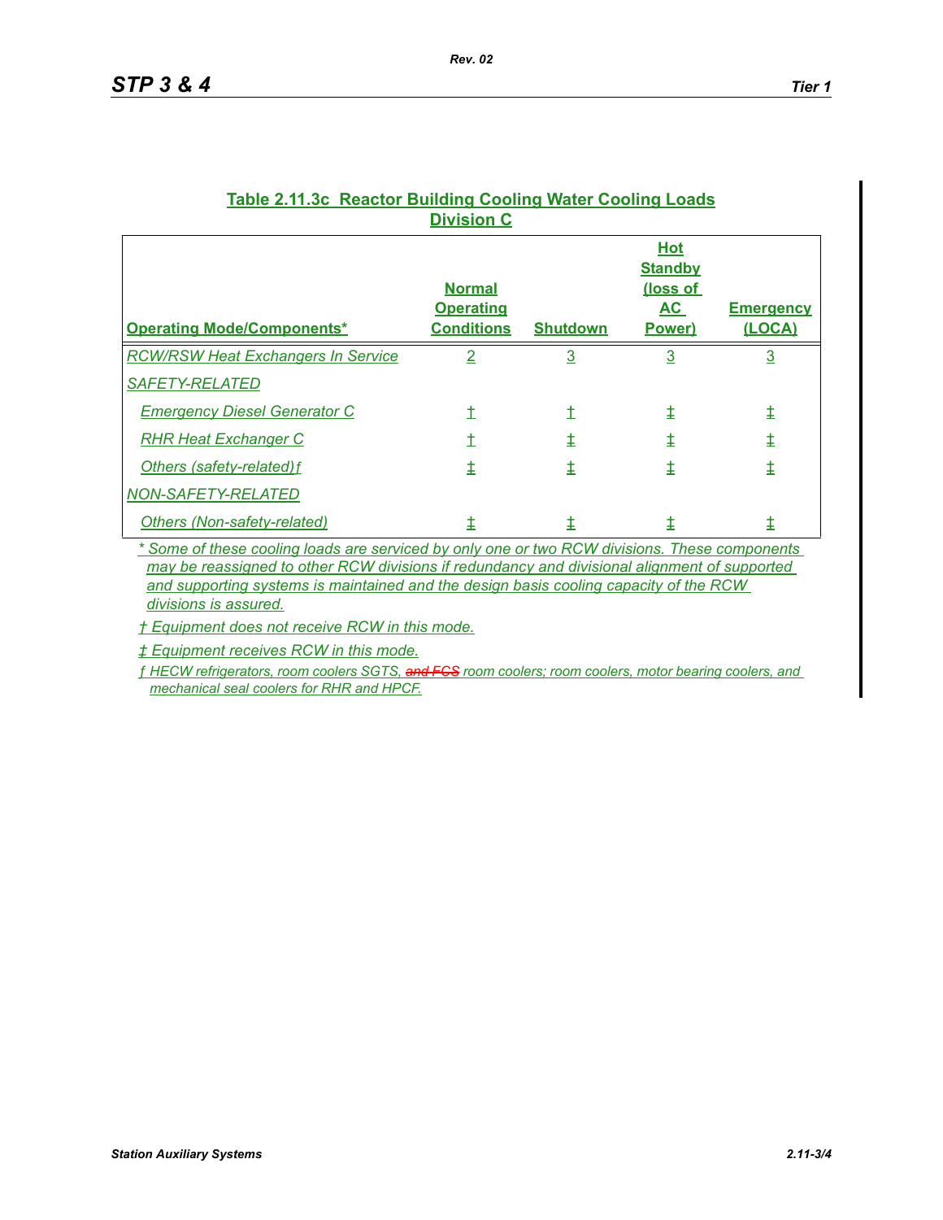## Table 2.11.3c Reactor Building Cooling Water Cooling Loads Division C

| Operating Mode/Components* | Normal Operating Conditions | Shutdown | Hot Standby (loss of AC Power) | Emergency (LOCA) |
|---|---|---|---|---|
| *RCW/RSW Heat Exchangers In Service* | 2 | 3 | 3 | 3 |
| *SAFETY-RELATED* | | | | |
| *Emergency Diesel Generator C* | † | † | ‡ | ‡ |
| *RHR Heat Exchanger C* | † | ‡ | ‡ | ‡ |
| *Others (safety-related)ƒ* | ‡ | ‡ | ‡ | ‡ |
| *NON-SAFETY-RELATED* | | | | |
| *Others (Non-safety-related)* | ‡ | ‡ | ‡ | ‡ |

*\* Some of these cooling loads are serviced by only one or two RCW divisions. These components may be reassigned to other RCW divisions if redundancy and divisional alignment of supported and supporting systems is maintained and the design basis cooling capacity of the RCW divisions is assured.*

*† Equipment does not receive RCW in this mode.*

*‡ Equipment receives RCW in this mode.*

*ƒ HECW refrigerators, room coolers SGTS, ~~and FCS~~ room coolers; room coolers, motor bearing coolers, and mechanical seal coolers for RHR and HPCF.*